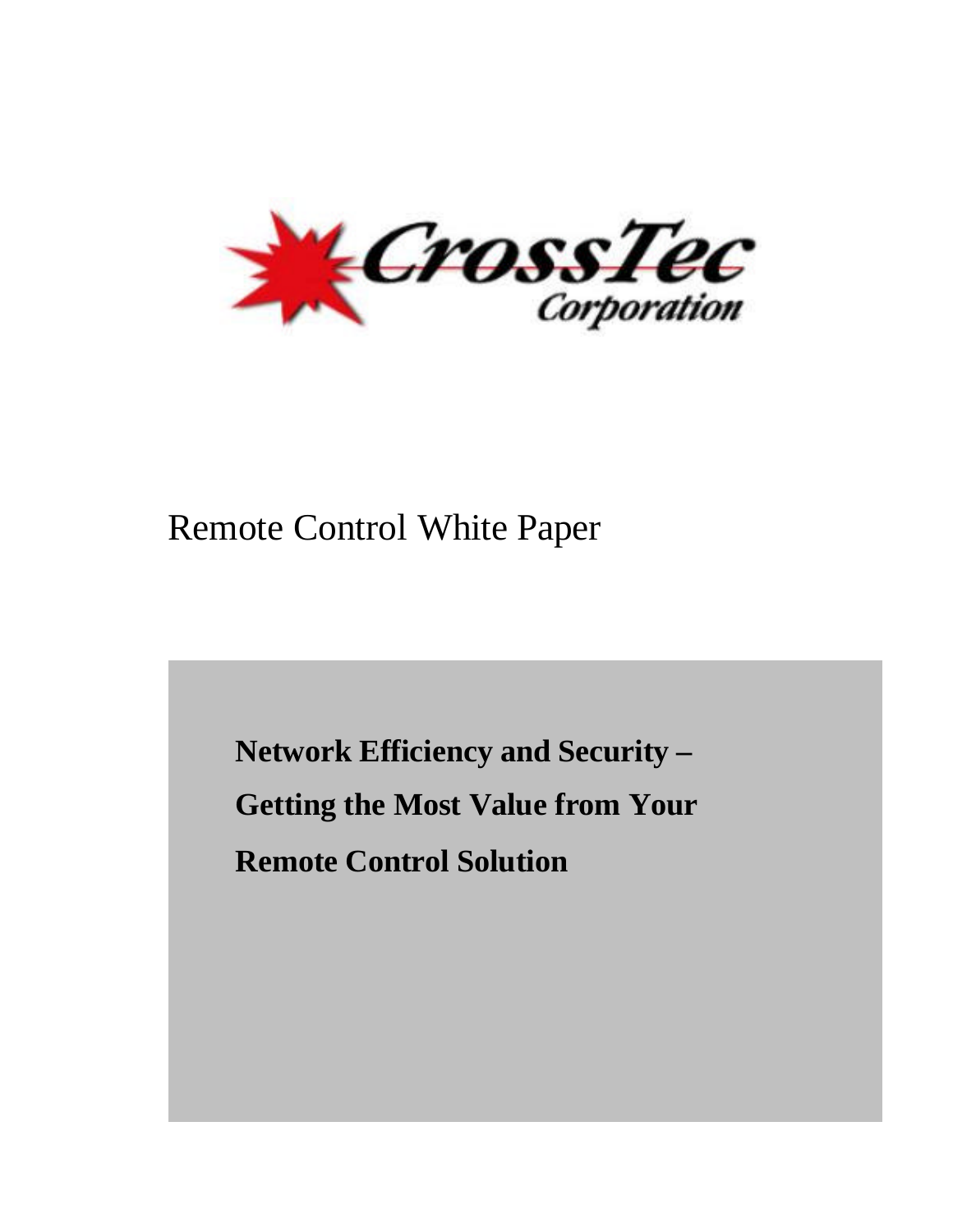CrossTec Corporation

# Remote Control White Paper

**Network Efficiency and Security – Getting the Most Value from Your Remote Control Solution**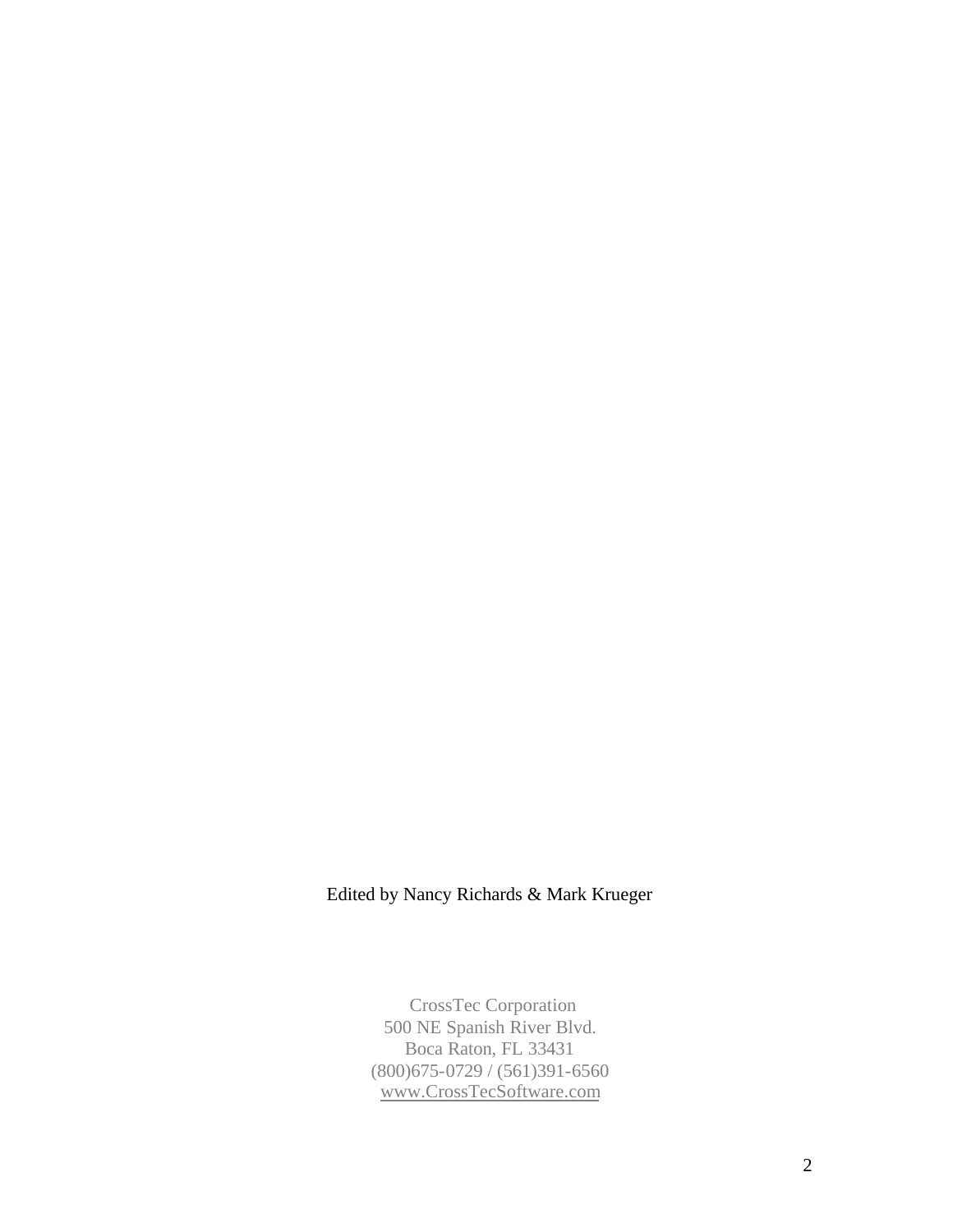Edited by Nancy Richards & Mark Krueger

CrossTec Corporation
500 NE Spanish River Blvd.
Boca Raton, FL 33431
(800)675-0729 / (561)391-6560
www.CrossTecSoftware.com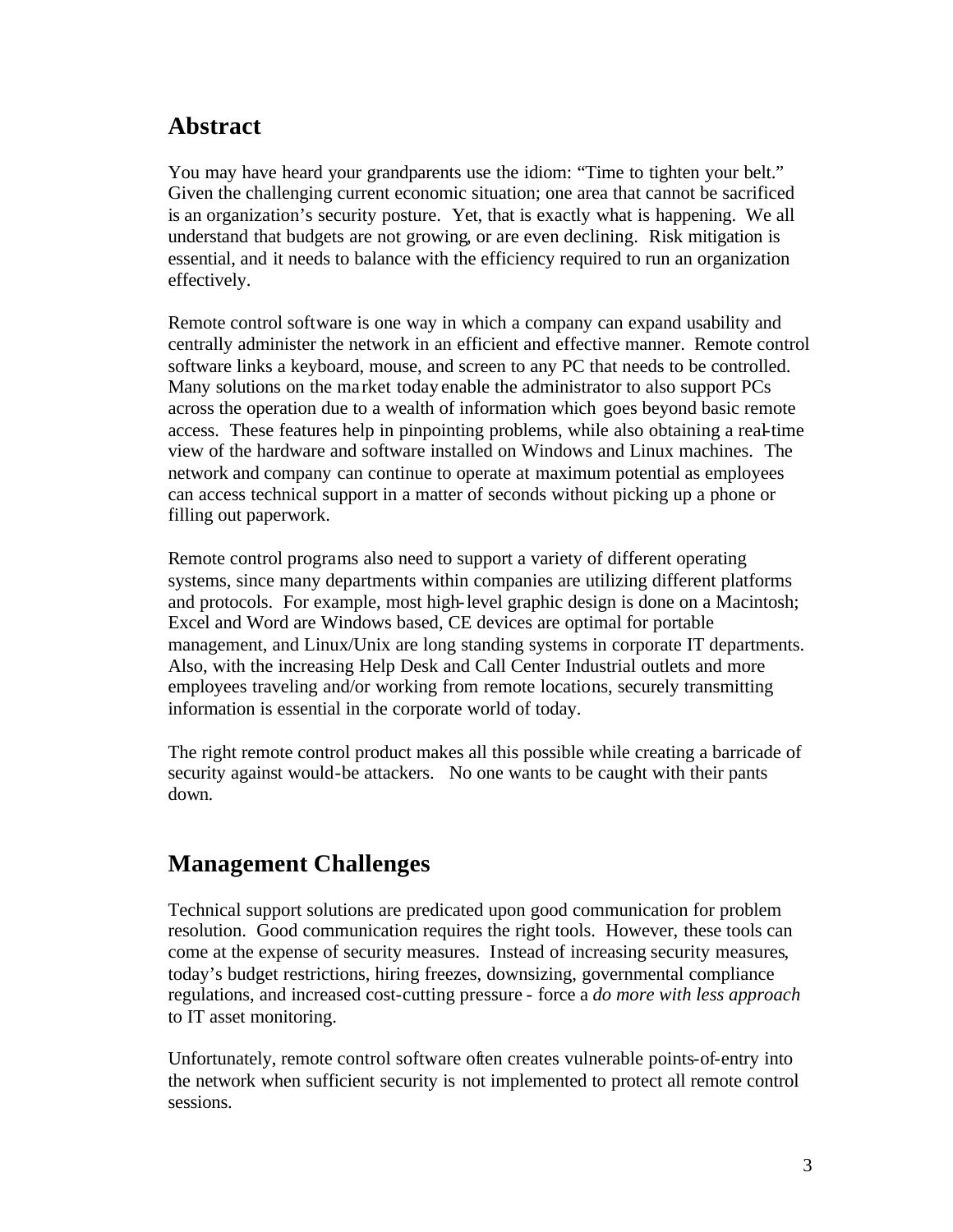## Abstract

You may have heard your grandparents use the idiom: "Time to tighten your belt." Given the challenging current economic situation; one area that cannot be sacrificed is an organization's security posture. Yet, that is exactly what is happening. We all understand that budgets are not growing, or are even declining. Risk mitigation is essential, and it needs to balance with the efficiency required to run an organization effectively.

Remote control software is one way in which a company can expand usability and centrally administer the network in an efficient and effective manner. Remote control software links a keyboard, mouse, and screen to any PC that needs to be controlled. Many solutions on the market today enable the administrator to also support PCs across the operation due to a wealth of information which goes beyond basic remote access. These features help in pinpointing problems, while also obtaining a real-time view of the hardware and software installed on Windows and Linux machines. The network and company can continue to operate at maximum potential as employees can access technical support in a matter of seconds without picking up a phone or filling out paperwork.

Remote control programs also need to support a variety of different operating systems, since many departments within companies are utilizing different platforms and protocols. For example, most high-level graphic design is done on a Macintosh; Excel and Word are Windows based, CE devices are optimal for portable management, and Linux/Unix are long standing systems in corporate IT departments. Also, with the increasing Help Desk and Call Center Industrial outlets and more employees traveling and/or working from remote locations, securely transmitting information is essential in the corporate world of today.

The right remote control product makes all this possible while creating a barricade of security against would-be attackers. No one wants to be caught with their pants down.

## Management Challenges

Technical support solutions are predicated upon good communication for problem resolution. Good communication requires the right tools. However, these tools can come at the expense of security measures. Instead of increasing security measures, today's budget restrictions, hiring freezes, downsizing, governmental compliance regulations, and increased cost-cutting pressure - force a *do more with less approach* to IT asset monitoring.

Unfortunately, remote control software often creates vulnerable points-of-entry into the network when sufficient security is not implemented to protect all remote control sessions.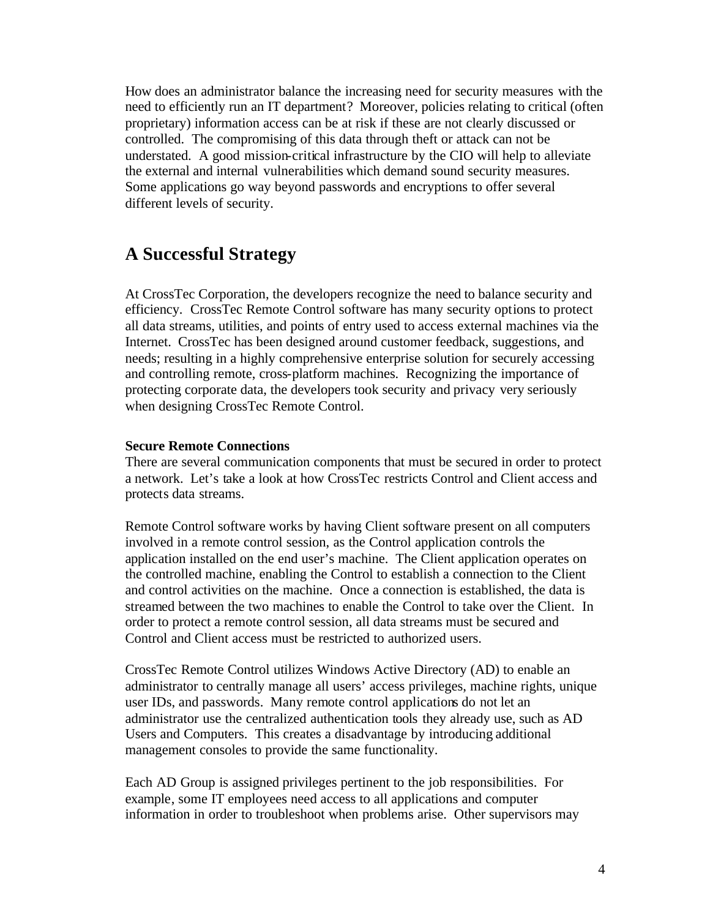How does an administrator balance the increasing need for security measures with the need to efficiently run an IT department? Moreover, policies relating to critical (often proprietary) information access can be at risk if these are not clearly discussed or controlled. The compromising of this data through theft or attack can not be understated. A good mission-critical infrastructure by the CIO will help to alleviate the external and internal vulnerabilities which demand sound security measures. Some applications go way beyond passwords and encryptions to offer several different levels of security.

## A Successful Strategy

At CrossTec Corporation, the developers recognize the need to balance security and efficiency. CrossTec Remote Control software has many security options to protect all data streams, utilities, and points of entry used to access external machines via the Internet. CrossTec has been designed around customer feedback, suggestions, and needs; resulting in a highly comprehensive enterprise solution for securely accessing and controlling remote, cross-platform machines. Recognizing the importance of protecting corporate data, the developers took security and privacy very seriously when designing CrossTec Remote Control.

**Secure Remote Connections**

There are several communication components that must be secured in order to protect a network. Let's take a look at how CrossTec restricts Control and Client access and protects data streams.

Remote Control software works by having Client software present on all computers involved in a remote control session, as the Control application controls the application installed on the end user's machine. The Client application operates on the controlled machine, enabling the Control to establish a connection to the Client and control activities on the machine. Once a connection is established, the data is streamed between the two machines to enable the Control to take over the Client. In order to protect a remote control session, all data streams must be secured and Control and Client access must be restricted to authorized users.

CrossTec Remote Control utilizes Windows Active Directory (AD) to enable an administrator to centrally manage all users' access privileges, machine rights, unique user IDs, and passwords. Many remote control applications do not let an administrator use the centralized authentication tools they already use, such as AD Users and Computers. This creates a disadvantage by introducing additional management consoles to provide the same functionality.

Each AD Group is assigned privileges pertinent to the job responsibilities. For example, some IT employees need access to all applications and computer information in order to troubleshoot when problems arise. Other supervisors may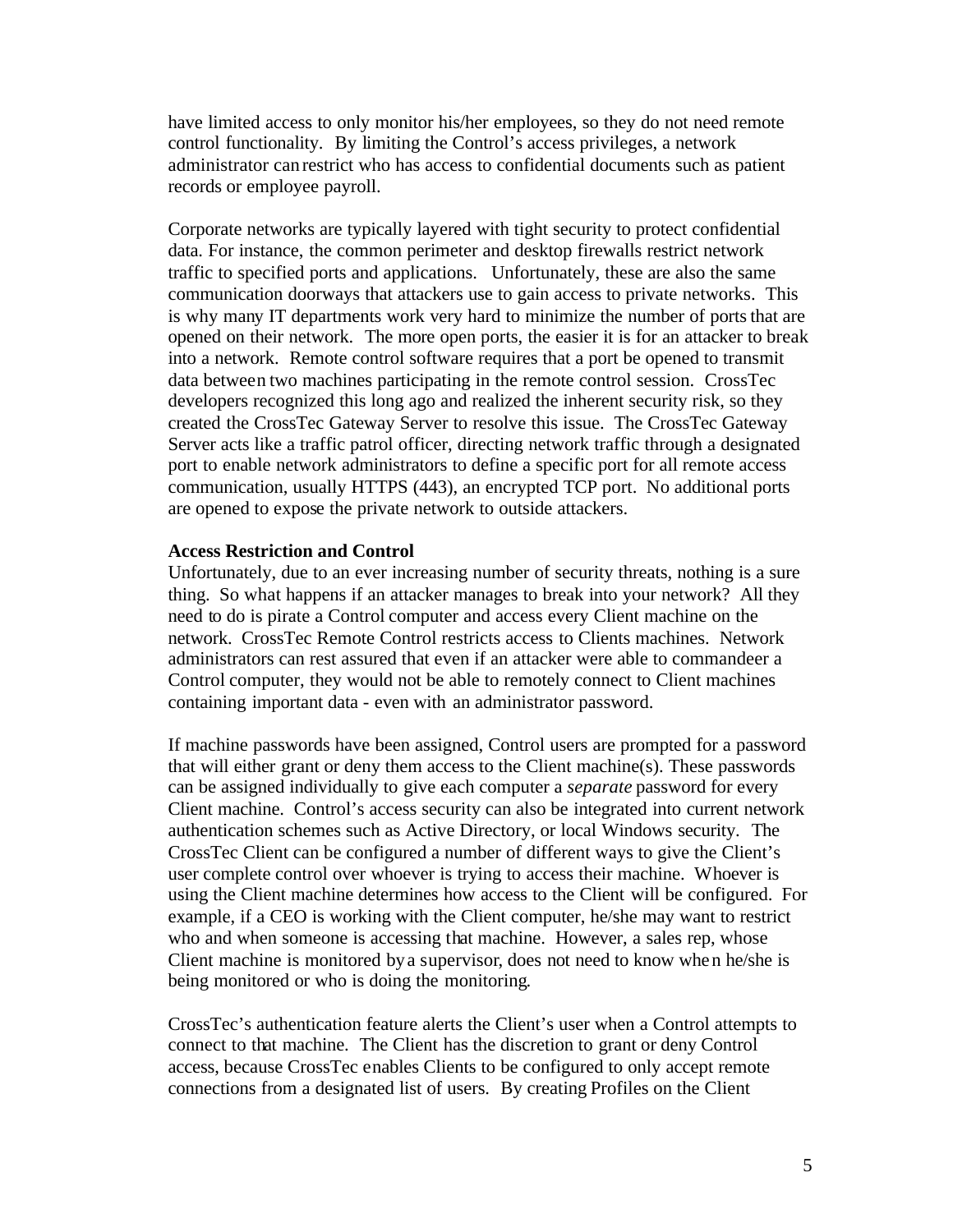have limited access to only monitor his/her employees, so they do not need remote control functionality. By limiting the Control's access privileges, a network administrator can restrict who has access to confidential documents such as patient records or employee payroll.

Corporate networks are typically layered with tight security to protect confidential data. For instance, the common perimeter and desktop firewalls restrict network traffic to specified ports and applications. Unfortunately, these are also the same communication doorways that attackers use to gain access to private networks. This is why many IT departments work very hard to minimize the number of ports that are opened on their network. The more open ports, the easier it is for an attacker to break into a network. Remote control software requires that a port be opened to transmit data between two machines participating in the remote control session. CrossTec developers recognized this long ago and realized the inherent security risk, so they created the CrossTec Gateway Server to resolve this issue. The CrossTec Gateway Server acts like a traffic patrol officer, directing network traffic through a designated port to enable network administrators to define a specific port for all remote access communication, usually HTTPS (443), an encrypted TCP port. No additional ports are opened to expose the private network to outside attackers.

**Access Restriction and Control**

Unfortunately, due to an ever increasing number of security threats, nothing is a sure thing. So what happens if an attacker manages to break into your network? All they need to do is pirate a Control computer and access every Client machine on the network. CrossTec Remote Control restricts access to Clients machines. Network administrators can rest assured that even if an attacker were able to commandeer a Control computer, they would not be able to remotely connect to Client machines containing important data - even with an administrator password.

If machine passwords have been assigned, Control users are prompted for a password that will either grant or deny them access to the Client machine(s). These passwords can be assigned individually to give each computer a *separate* password for every Client machine. Control's access security can also be integrated into current network authentication schemes such as Active Directory, or local Windows security. The CrossTec Client can be configured a number of different ways to give the Client's user complete control over whoever is trying to access their machine. Whoever is using the Client machine determines how access to the Client will be configured. For example, if a CEO is working with the Client computer, he/she may want to restrict who and when someone is accessing that machine. However, a sales rep, whose Client machine is monitored by a supervisor, does not need to know when he/she is being monitored or who is doing the monitoring.

CrossTec's authentication feature alerts the Client's user when a Control attempts to connect to that machine. The Client has the discretion to grant or deny Control access, because CrossTec enables Clients to be configured to only accept remote connections from a designated list of users. By creating Profiles on the Client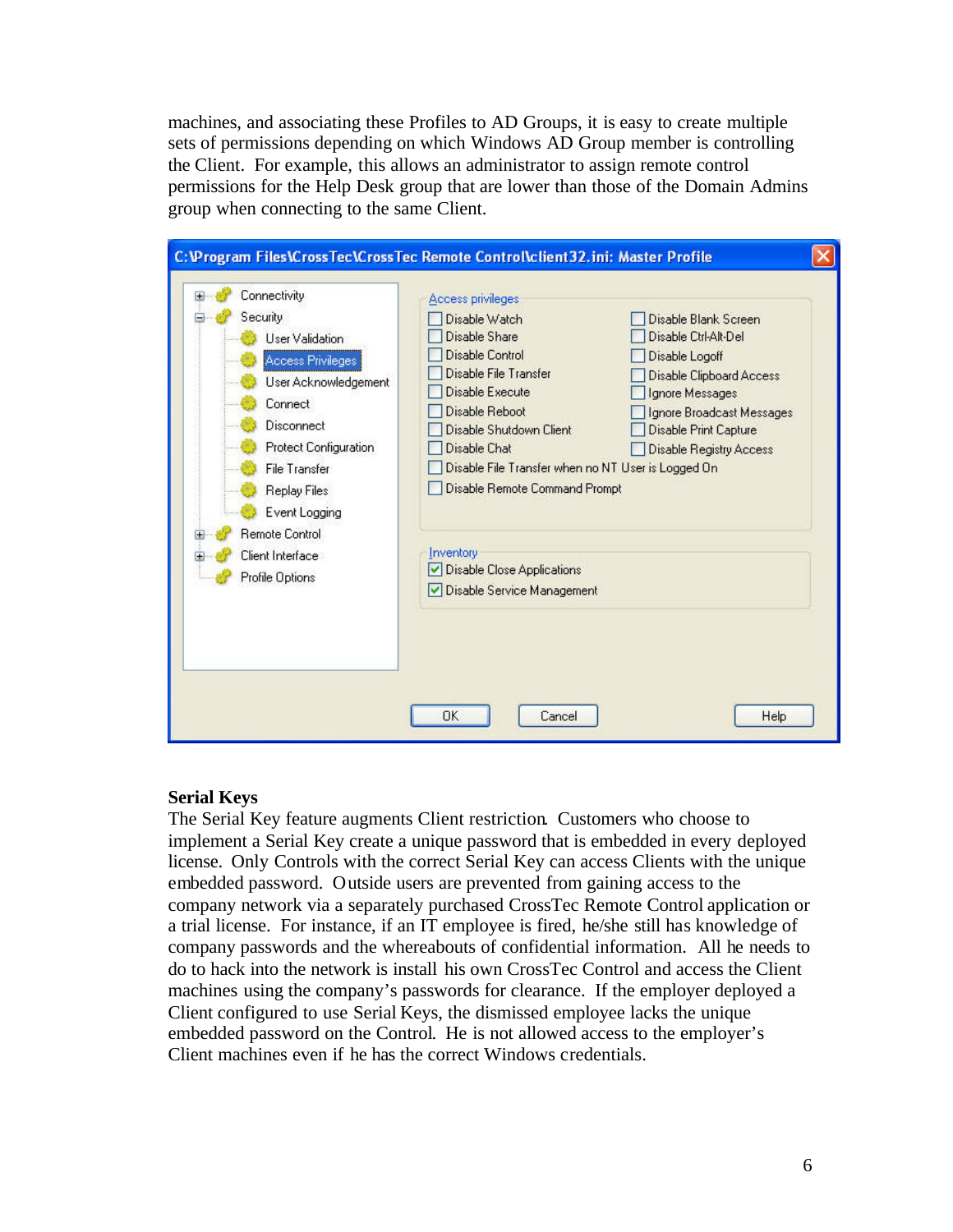machines, and associating these Profiles to AD Groups, it is easy to create multiple sets of permissions depending on which Windows AD Group member is controlling the Client. For example, this allows an administrator to assign remote control permissions for the Help Desk group that are lower than those of the Domain Admins group when connecting to the same Client.

**Serial Keys**

The Serial Key feature augments Client restriction. Customers who choose to implement a Serial Key create a unique password that is embedded in every deployed license. Only Controls with the correct Serial Key can access Clients with the unique embedded password. Outside users are prevented from gaining access to the company network via a separately purchased CrossTec Remote Control application or a trial license. For instance, if an IT employee is fired, he/she still has knowledge of company passwords and the whereabouts of confidential information. All he needs to do to hack into the network is install his own CrossTec Control and access the Client machines using the company's passwords for clearance. If the employer deployed a Client configured to use Serial Keys, the dismissed employee lacks the unique embedded password on the Control. He is not allowed access to the employer's Client machines even if he has the correct Windows credentials.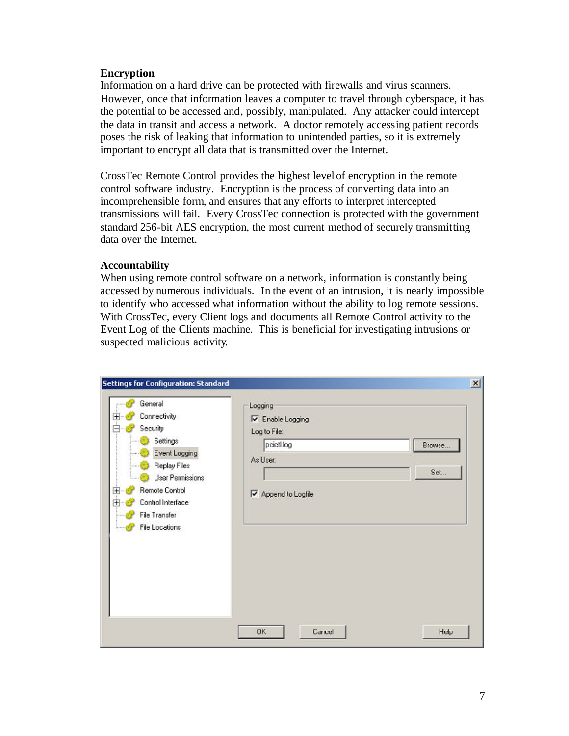**Encryption**

Information on a hard drive can be protected with firewalls and virus scanners. However, once that information leaves a computer to travel through cyberspace, it has the potential to be accessed and, possibly, manipulated. Any attacker could intercept the data in transit and access a network. A doctor remotely accessing patient records poses the risk of leaking that information to unintended parties, so it is extremely important to encrypt all data that is transmitted over the Internet.

CrossTec Remote Control provides the highest level of encryption in the remote control software industry. Encryption is the process of converting data into an incomprehensible form, and ensures that any efforts to interpret intercepted transmissions will fail. Every CrossTec connection is protected with the government standard 256-bit AES encryption, the most current method of securely transmitting data over the Internet.

**Accountability**

When using remote control software on a network, information is constantly being accessed by numerous individuals. In the event of an intrusion, it is nearly impossible to identify who accessed what information without the ability to log remote sessions. With CrossTec, every Client logs and documents all Remote Control activity to the Event Log of the Clients machine. This is beneficial for investigating intrusions or suspected malicious activity.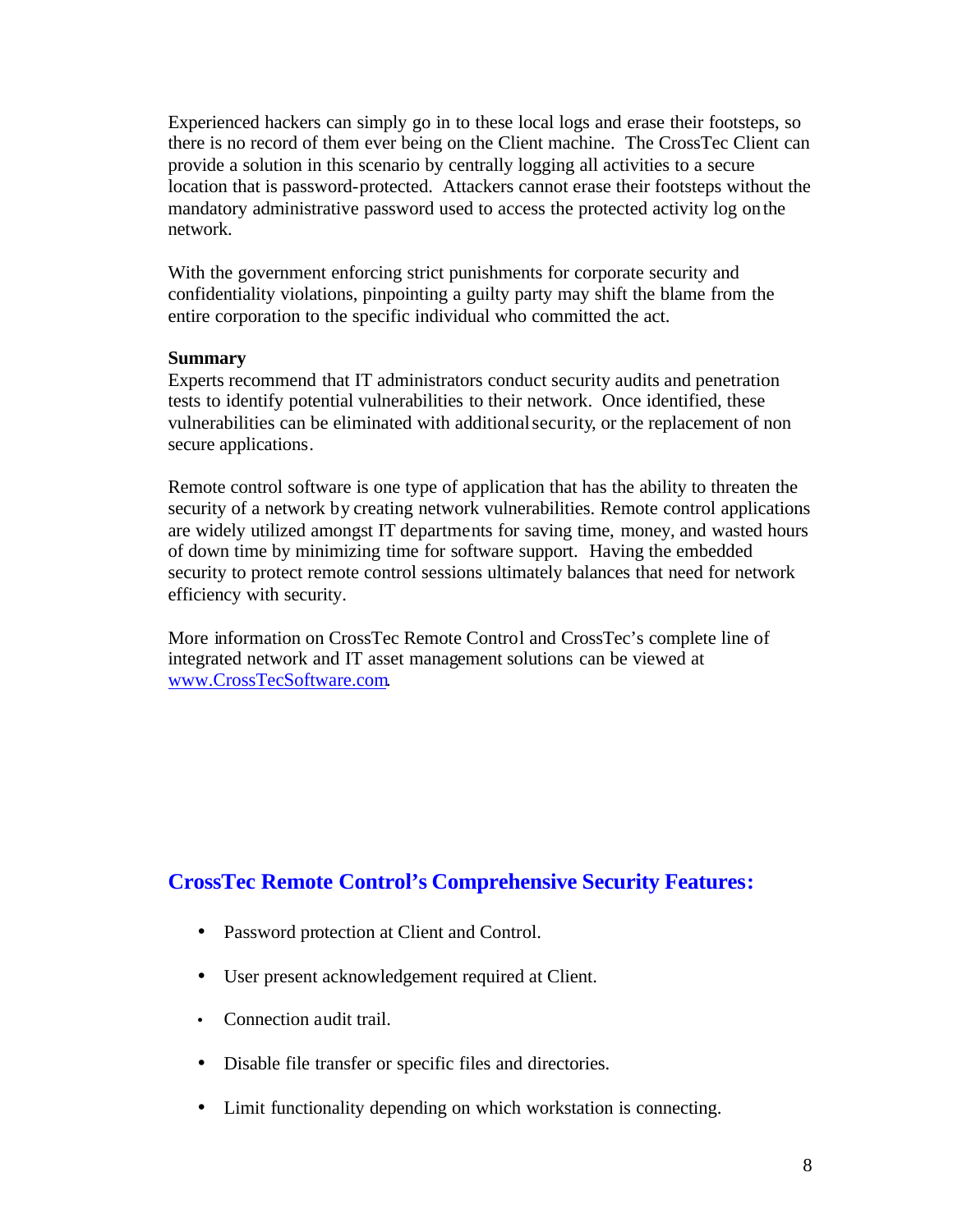Experienced hackers can simply go in to these local logs and erase their footsteps, so there is no record of them ever being on the Client machine. The CrossTec Client can provide a solution in this scenario by centrally logging all activities to a secure location that is password-protected. Attackers cannot erase their footsteps without the mandatory administrative password used to access the protected activity log on the network.

With the government enforcing strict punishments for corporate security and confidentiality violations, pinpointing a guilty party may shift the blame from the entire corporation to the specific individual who committed the act.

**Summary**

Experts recommend that IT administrators conduct security audits and penetration tests to identify potential vulnerabilities to their network. Once identified, these vulnerabilities can be eliminated with additional security, or the replacement of non secure applications.

Remote control software is one type of application that has the ability to threaten the security of a network by creating network vulnerabilities. Remote control applications are widely utilized amongst IT departments for saving time, money, and wasted hours of down time by minimizing time for software support. Having the embedded security to protect remote control sessions ultimately balances that need for network efficiency with security.

More information on CrossTec Remote Control and CrossTec's complete line of integrated network and IT asset management solutions can be viewed at [www.CrossTecSoftware.com](http://www.CrossTecSoftware.com).

## CrossTec Remote Control's Comprehensive Security Features:

- Password protection at Client and Control.
- User present acknowledgement required at Client.
- Connection audit trail.
- Disable file transfer or specific files and directories.
- Limit functionality depending on which workstation is connecting.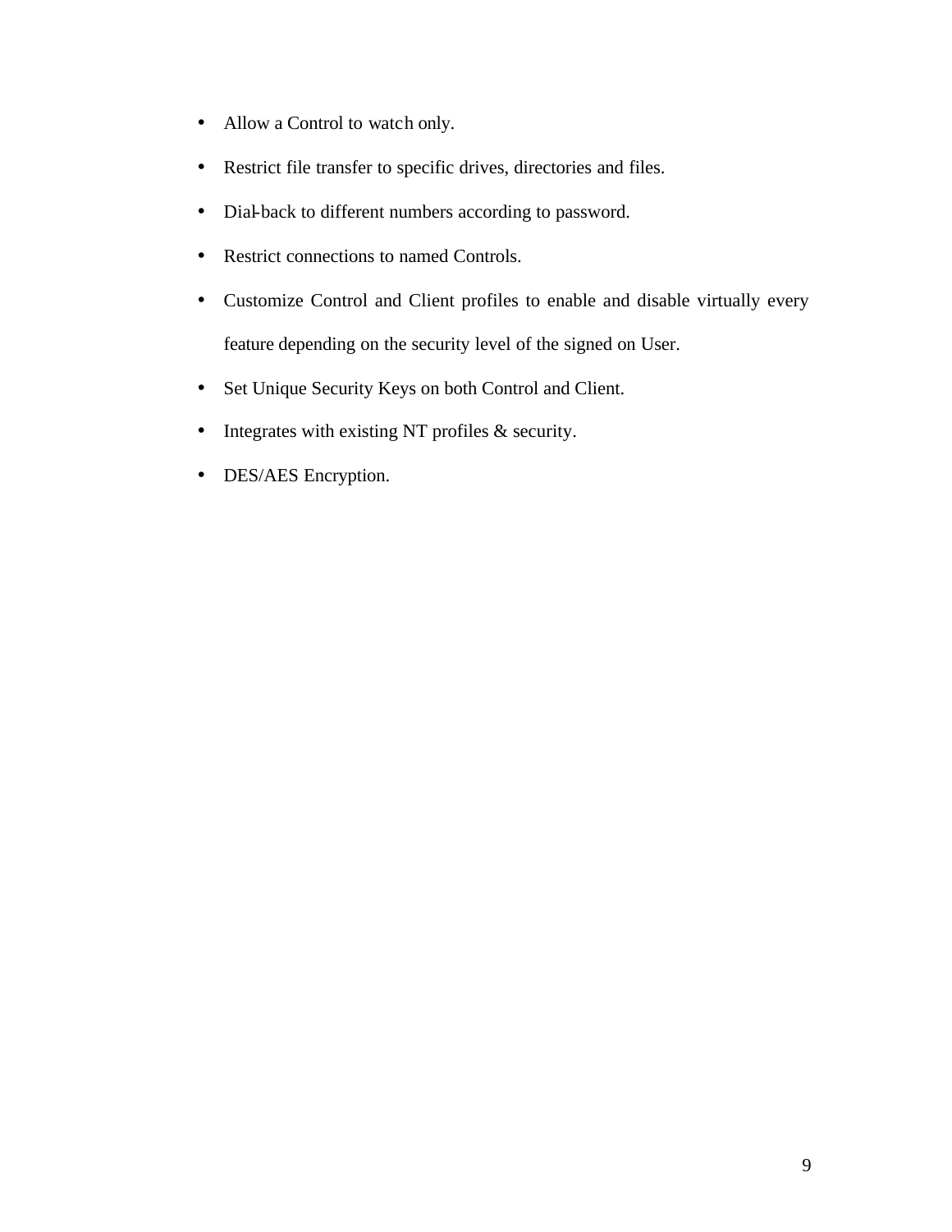- Allow a Control to watch only.
- Restrict file transfer to specific drives, directories and files.
- Dial-back to different numbers according to password.
- Restrict connections to named Controls.
- Customize Control and Client profiles to enable and disable virtually every feature depending on the security level of the signed on User.
- Set Unique Security Keys on both Control and Client.
- Integrates with existing NT profiles & security.
- DES/AES Encryption.